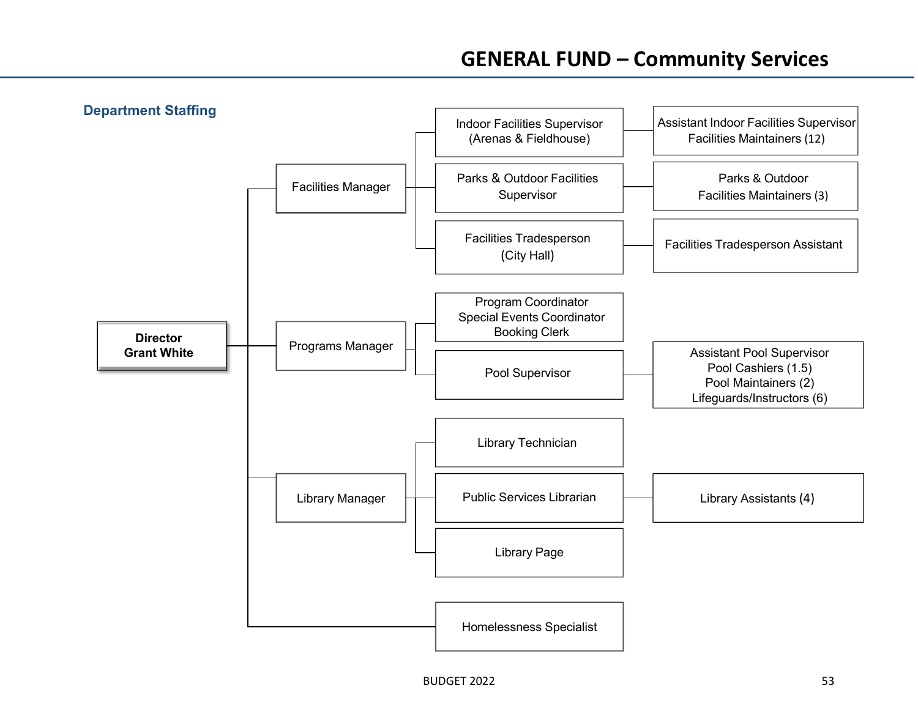# GENERAL FUND – Community Services

## Department Staffing

- **Director**
  **Grant White**
  - Facilities Manager
    - Indoor Facilities Supervisor (Arenas & Fieldhouse)
      - Assistant Indoor Facilities Supervisor
      - Facilities Maintainers (12)
    - Parks & Outdoor Facilities Supervisor
      - Parks & Outdoor Facilities Maintainers (3)
    - Facilities Tradesperson (City Hall)
      - Facilities Tradesperson Assistant
  - Programs Manager
    - Program Coordinator
    - Special Events Coordinator
    - Booking Clerk
    - Pool Supervisor
      - Assistant Pool Supervisor
      - Pool Cashiers (1.5)
      - Pool Maintainers (2)
      - Lifeguards/Instructors (6)
  - Library Manager
    - Library Technician
    - Public Services Librarian
      - Library Assistants (4)
    - Library Page
  - Homelessness Specialist

BUDGET 2022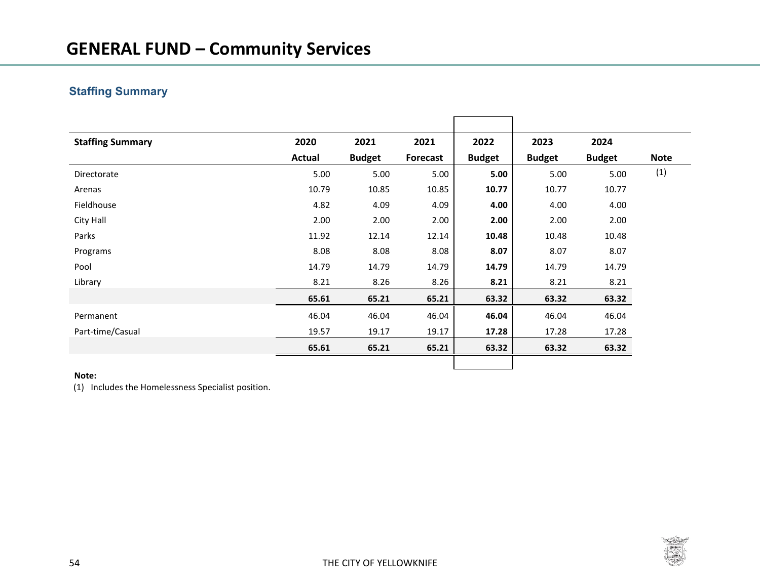# GENERAL FUND – Community Services

### Staffing Summary

| Staffing Summary | 2020 Actual | 2021 Budget | 2021 Forecast | 2022 Budget | 2023 Budget | 2024 Budget | Note |
|---|---|---|---|---|---|---|---|
| Directorate | 5.00 | 5.00 | 5.00 | **5.00** | 5.00 | 5.00 | (1) |
| Arenas | 10.79 | 10.85 | 10.85 | **10.77** | 10.77 | 10.77 | |
| Fieldhouse | 4.82 | 4.09 | 4.09 | **4.00** | 4.00 | 4.00 | |
| City Hall | 2.00 | 2.00 | 2.00 | **2.00** | 2.00 | 2.00 | |
| Parks | 11.92 | 12.14 | 12.14 | **10.48** | 10.48 | 10.48 | |
| Programs | 8.08 | 8.08 | 8.08 | **8.07** | 8.07 | 8.07 | |
| Pool | 14.79 | 14.79 | 14.79 | **14.79** | 14.79 | 14.79 | |
| Library | 8.21 | 8.26 | 8.26 | **8.21** | 8.21 | 8.21 | |
| | **65.61** | **65.21** | **65.21** | **63.32** | **63.32** | **63.32** | |
| Permanent | 46.04 | 46.04 | 46.04 | **46.04** | 46.04 | 46.04 | |
| Part-time/Casual | 19.57 | 19.17 | 19.17 | **17.28** | 17.28 | 17.28 | |
| | **65.61** | **65.21** | **65.21** | **63.32** | **63.32** | **63.32** | |

**Note:**

(1) Includes the Homelessness Specialist position.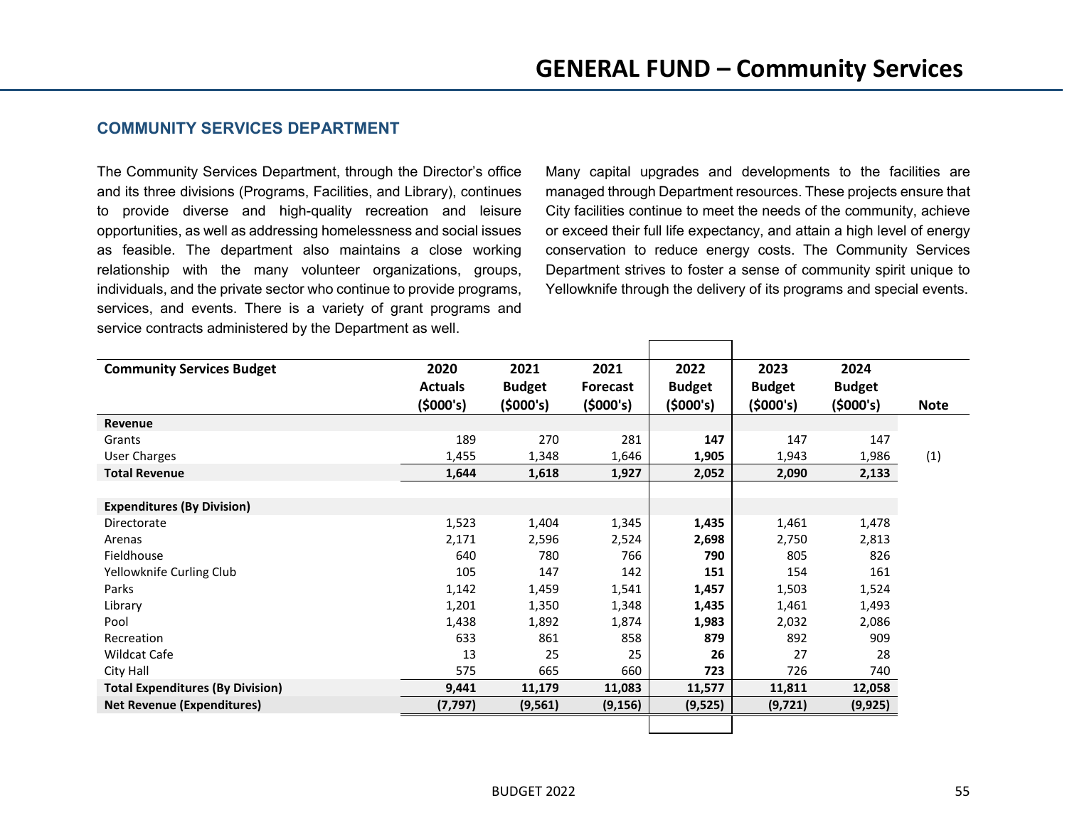## COMMUNITY SERVICES DEPARTMENT

The Community Services Department, through the Director's office and its three divisions (Programs, Facilities, and Library), continues to provide diverse and high-quality recreation and leisure opportunities, as well as addressing homelessness and social issues as feasible. The department also maintains a close working relationship with the many volunteer organizations, groups, individuals, and the private sector who continue to provide programs, services, and events. There is a variety of grant programs and service contracts administered by the Department as well.

Many capital upgrades and developments to the facilities are managed through Department resources. These projects ensure that City facilities continue to meet the needs of the community, achieve or exceed their full life expectancy, and attain a high level of energy conservation to reduce energy costs. The Community Services Department strives to foster a sense of community spirit unique to Yellowknife through the delivery of its programs and special events.

| Community Services Budget | 2020 Actuals ($000's) | 2021 Budget ($000's) | 2021 Forecast ($000's) | 2022 Budget ($000's) | 2023 Budget ($000's) | 2024 Budget ($000's) | Note |
|---|---|---|---|---|---|---|---|
| **Revenue** | | | | | | | |
| Grants | 189 | 270 | 281 | **147** | 147 | 147 | |
| User Charges | 1,455 | 1,348 | 1,646 | **1,905** | 1,943 | 1,986 | (1) |
| **Total Revenue** | **1,644** | **1,618** | **1,927** | **2,052** | **2,090** | **2,133** | |
| | | | | | | | |
| **Expenditures (By Division)** | | | | | | | |
| Directorate | 1,523 | 1,404 | 1,345 | **1,435** | 1,461 | 1,478 | |
| Arenas | 2,171 | 2,596 | 2,524 | **2,698** | 2,750 | 2,813 | |
| Fieldhouse | 640 | 780 | 766 | **790** | 805 | 826 | |
| Yellowknife Curling Club | 105 | 147 | 142 | **151** | 154 | 161 | |
| Parks | 1,142 | 1,459 | 1,541 | **1,457** | 1,503 | 1,524 | |
| Library | 1,201 | 1,350 | 1,348 | **1,435** | 1,461 | 1,493 | |
| Pool | 1,438 | 1,892 | 1,874 | **1,983** | 2,032 | 2,086 | |
| Recreation | 633 | 861 | 858 | **879** | 892 | 909 | |
| Wildcat Cafe | 13 | 25 | 25 | **26** | 27 | 28 | |
| City Hall | 575 | 665 | 660 | **723** | 726 | 740 | |
| **Total Expenditures (By Division)** | **9,441** | **11,179** | **11,083** | **11,577** | **11,811** | **12,058** | |
| **Net Revenue (Expenditures)** | **(7,797)** | **(9,561)** | **(9,156)** | **(9,525)** | **(9,721)** | **(9,925)** | |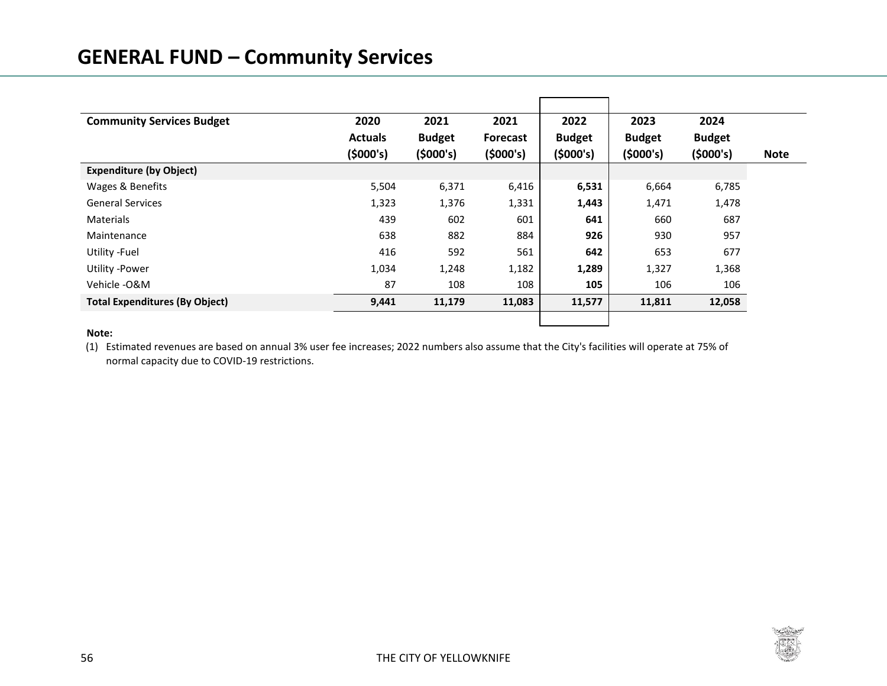# GENERAL FUND – Community Services

| Community Services Budget | 2020 Actuals ($000's) | 2021 Budget ($000's) | 2021 Forecast ($000's) | 2022 Budget ($000's) | 2023 Budget ($000's) | 2024 Budget ($000's) | Note |
|---|---|---|---|---|---|---|---|
| **Expenditure (by Object)** | | | | | | | |
| Wages & Benefits | 5,504 | 6,371 | 6,416 | **6,531** | 6,664 | 6,785 | |
| General Services | 1,323 | 1,376 | 1,331 | **1,443** | 1,471 | 1,478 | |
| Materials | 439 | 602 | 601 | **641** | 660 | 687 | |
| Maintenance | 638 | 882 | 884 | **926** | 930 | 957 | |
| Utility -Fuel | 416 | 592 | 561 | **642** | 653 | 677 | |
| Utility -Power | 1,034 | 1,248 | 1,182 | **1,289** | 1,327 | 1,368 | |
| Vehicle -O&M | 87 | 108 | 108 | **105** | 106 | 106 | |
| **Total Expenditures (By Object)** | **9,441** | **11,179** | **11,083** | **11,577** | **11,811** | **12,058** | |

**Note:**

(1) Estimated revenues are based on annual 3% user fee increases; 2022 numbers also assume that the City's facilities will operate at 75% of normal capacity due to COVID-19 restrictions.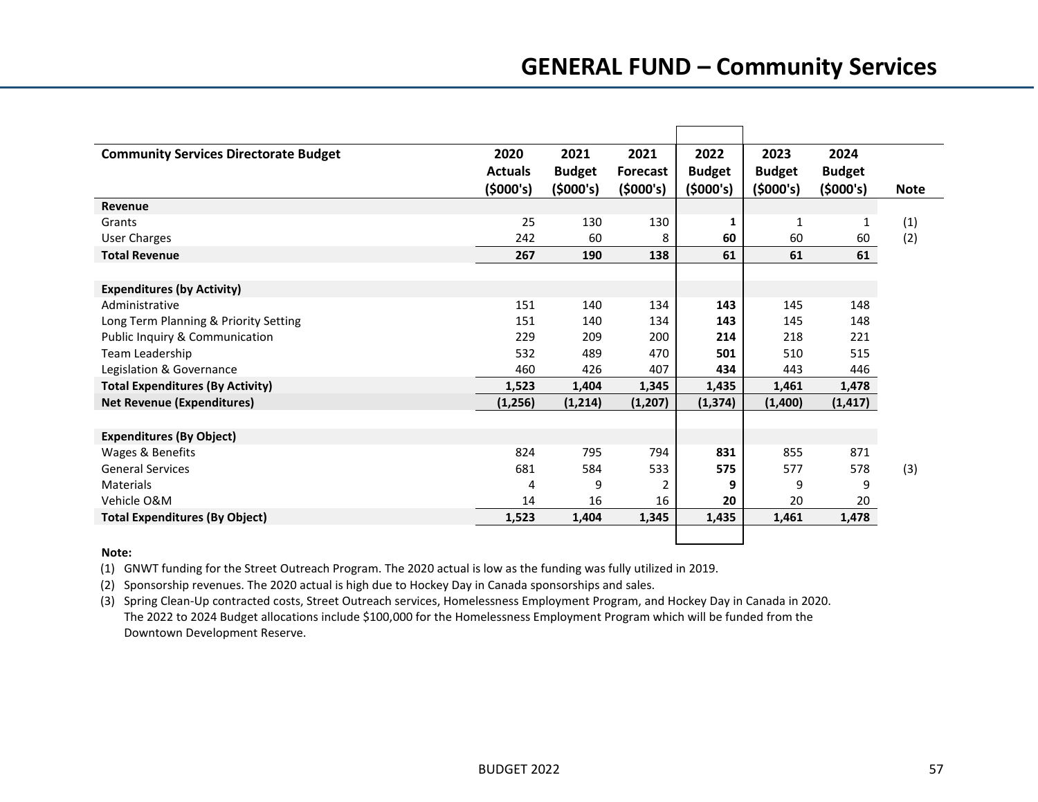# GENERAL FUND – Community Services

| Community Services Directorate Budget | 2020 Actuals ($000's) | 2021 Budget ($000's) | 2021 Forecast ($000's) | 2022 Budget ($000's) | 2023 Budget ($000's) | 2024 Budget ($000's) | Note |
|---|---|---|---|---|---|---|---|
| **Revenue** | | | | | | | |
| Grants | 25 | 130 | 130 | **1** | 1 | 1 | (1) |
| User Charges | 242 | 60 | 8 | **60** | 60 | 60 | (2) |
| **Total Revenue** | **267** | **190** | **138** | **61** | **61** | **61** | |
| | | | | | | | |
| **Expenditures (by Activity)** | | | | | | | |
| Administrative | 151 | 140 | 134 | **143** | 145 | 148 | |
| Long Term Planning & Priority Setting | 151 | 140 | 134 | **143** | 145 | 148 | |
| Public Inquiry & Communication | 229 | 209 | 200 | **214** | 218 | 221 | |
| Team Leadership | 532 | 489 | 470 | **501** | 510 | 515 | |
| Legislation & Governance | 460 | 426 | 407 | **434** | 443 | 446 | |
| **Total Expenditures (By Activity)** | **1,523** | **1,404** | **1,345** | **1,435** | **1,461** | **1,478** | |
| **Net Revenue (Expenditures)** | **(1,256)** | **(1,214)** | **(1,207)** | **(1,374)** | **(1,400)** | **(1,417)** | |
| | | | | | | | |
| **Expenditures (By Object)** | | | | | | | |
| Wages & Benefits | 824 | 795 | 794 | **831** | 855 | 871 | |
| General Services | 681 | 584 | 533 | **575** | 577 | 578 | (3) |
| Materials | 4 | 9 | 2 | **9** | 9 | 9 | |
| Vehicle O&M | 14 | 16 | 16 | **20** | 20 | 20 | |
| **Total Expenditures (By Object)** | **1,523** | **1,404** | **1,345** | **1,435** | **1,461** | **1,478** | |

**Note:**

(1) GNWT funding for the Street Outreach Program. The 2020 actual is low as the funding was fully utilized in 2019.

(2) Sponsorship revenues. The 2020 actual is high due to Hockey Day in Canada sponsorships and sales.

(3) Spring Clean-Up contracted costs, Street Outreach services, Homelessness Employment Program, and Hockey Day in Canada in 2020. The 2022 to 2024 Budget allocations include $100,000 for the Homelessness Employment Program which will be funded from the Downtown Development Reserve.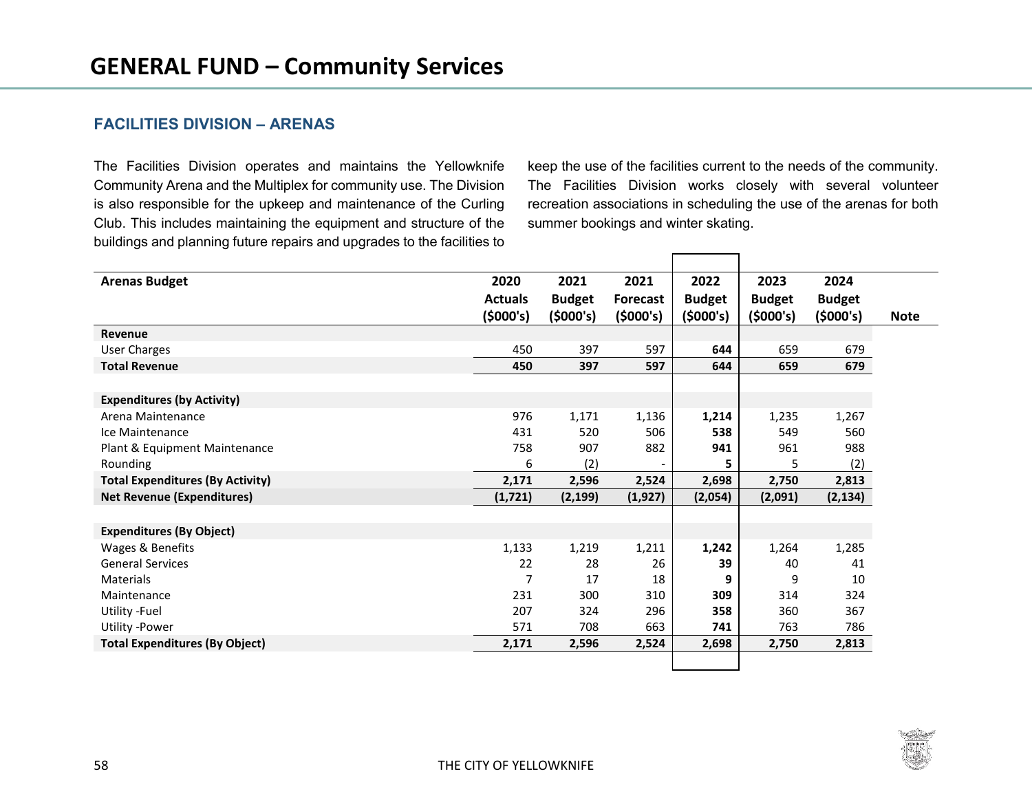# GENERAL FUND – Community Services

## FACILITIES DIVISION – ARENAS

The Facilities Division operates and maintains the Yellowknife Community Arena and the Multiplex for community use. The Division is also responsible for the upkeep and maintenance of the Curling Club. This includes maintaining the equipment and structure of the buildings and planning future repairs and upgrades to the facilities to keep the use of the facilities current to the needs of the community. The Facilities Division works closely with several volunteer recreation associations in scheduling the use of the arenas for both summer bookings and winter skating.

| Arenas Budget | 2020 Actuals ($000's) | 2021 Budget ($000's) | 2021 Forecast ($000's) | 2022 Budget ($000's) | 2023 Budget ($000's) | 2024 Budget ($000's) | Note |
|---|---|---|---|---|---|---|---|
| **Revenue** | | | | | | | |
| User Charges | 450 | 397 | 597 | **644** | 659 | 679 | |
| **Total Revenue** | **450** | **397** | **597** | **644** | **659** | **679** | |
| | | | | | | | |
| **Expenditures (by Activity)** | | | | | | | |
| Arena Maintenance | 976 | 1,171 | 1,136 | **1,214** | 1,235 | 1,267 | |
| Ice Maintenance | 431 | 520 | 506 | **538** | 549 | 560 | |
| Plant & Equipment Maintenance | 758 | 907 | 882 | **941** | 961 | 988 | |
| Rounding | 6 | (2) | - | **5** | 5 | (2) | |
| **Total Expenditures (By Activity)** | **2,171** | **2,596** | **2,524** | **2,698** | **2,750** | **2,813** | |
| **Net Revenue (Expenditures)** | **(1,721)** | **(2,199)** | **(1,927)** | **(2,054)** | **(2,091)** | **(2,134)** | |
| | | | | | | | |
| **Expenditures (By Object)** | | | | | | | |
| Wages & Benefits | 1,133 | 1,219 | 1,211 | **1,242** | 1,264 | 1,285 | |
| General Services | 22 | 28 | 26 | **39** | 40 | 41 | |
| Materials | 7 | 17 | 18 | **9** | 9 | 10 | |
| Maintenance | 231 | 300 | 310 | **309** | 314 | 324 | |
| Utility -Fuel | 207 | 324 | 296 | **358** | 360 | 367 | |
| Utility -Power | 571 | 708 | 663 | **741** | 763 | 786 | |
| **Total Expenditures (By Object)** | **2,171** | **2,596** | **2,524** | **2,698** | **2,750** | **2,813** | |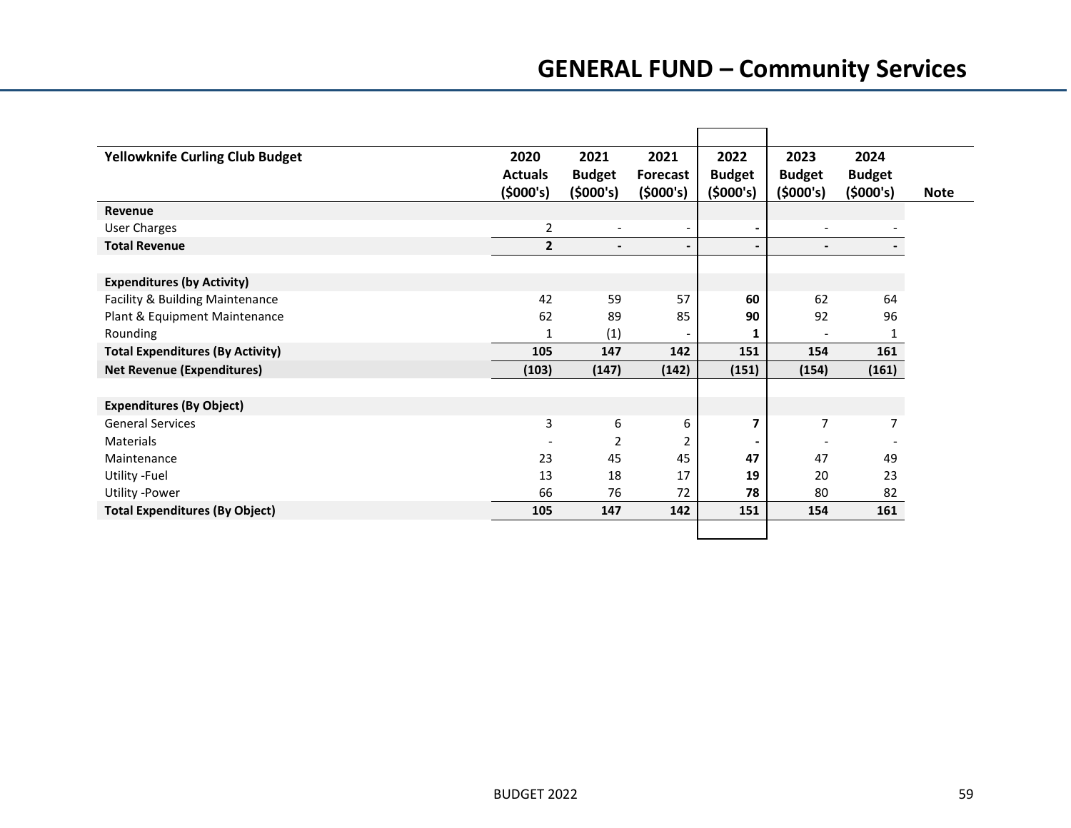# GENERAL FUND – Community Services

| Yellowknife Curling Club Budget | 2020 Actuals ($000's) | 2021 Budget ($000's) | 2021 Forecast ($000's) | 2022 Budget ($000's) | 2023 Budget ($000's) | 2024 Budget ($000's) | Note |
|---|---|---|---|---|---|---|---|
| **Revenue** | | | | | | | |
| User Charges | 2 | - | - | **-** | - | - | |
| **Total Revenue** | **2** | **-** | **-** | **-** | **-** | **-** | |
| | | | | | | | |
| **Expenditures (by Activity)** | | | | | | | |
| Facility & Building Maintenance | 42 | 59 | 57 | **60** | 62 | 64 | |
| Plant & Equipment Maintenance | 62 | 89 | 85 | **90** | 92 | 96 | |
| Rounding | 1 | (1) | - | **1** | - | 1 | |
| **Total Expenditures (By Activity)** | **105** | **147** | **142** | **151** | **154** | **161** | |
| **Net Revenue (Expenditures)** | **(103)** | **(147)** | **(142)** | **(151)** | **(154)** | **(161)** | |
| | | | | | | | |
| **Expenditures (By Object)** | | | | | | | |
| General Services | 3 | 6 | 6 | **7** | 7 | 7 | |
| Materials | - | 2 | 2 | **-** | - | - | |
| Maintenance | 23 | 45 | 45 | **47** | 47 | 49 | |
| Utility -Fuel | 13 | 18 | 17 | **19** | 20 | 23 | |
| Utility -Power | 66 | 76 | 72 | **78** | 80 | 82 | |
| **Total Expenditures (By Object)** | **105** | **147** | **142** | **151** | **154** | **161** | |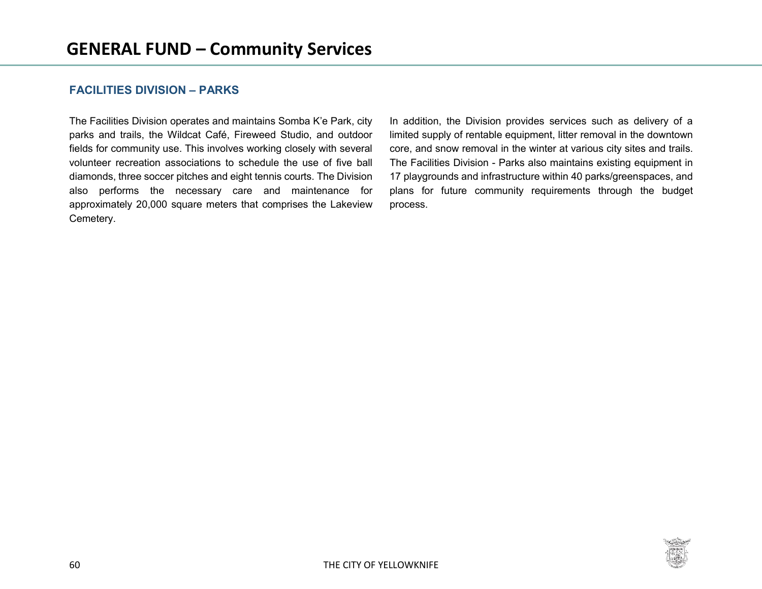# GENERAL FUND – Community Services

## FACILITIES DIVISION – PARKS

The Facilities Division operates and maintains Somba K'e Park, city parks and trails, the Wildcat Café, Fireweed Studio, and outdoor fields for community use. This involves working closely with several volunteer recreation associations to schedule the use of five ball diamonds, three soccer pitches and eight tennis courts. The Division also performs the necessary care and maintenance for approximately 20,000 square meters that comprises the Lakeview Cemetery.

In addition, the Division provides services such as delivery of a limited supply of rentable equipment, litter removal in the downtown core, and snow removal in the winter at various city sites and trails. The Facilities Division - Parks also maintains existing equipment in 17 playgrounds and infrastructure within 40 parks/greenspaces, and plans for future community requirements through the budget process.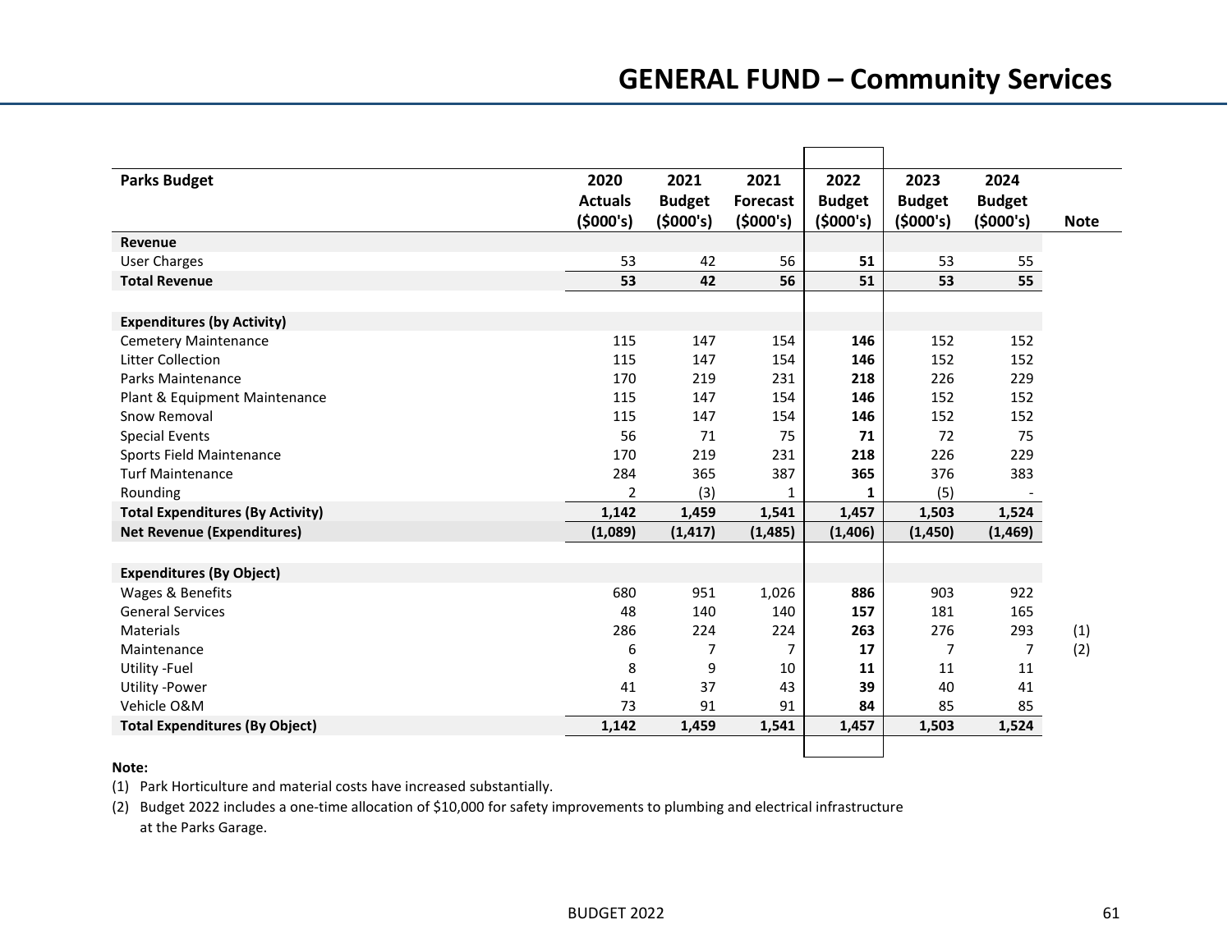# GENERAL FUND – Community Services

| Parks Budget | 2020 Actuals ($000's) | 2021 Budget ($000's) | 2021 Forecast ($000's) | 2022 Budget ($000's) | 2023 Budget ($000's) | 2024 Budget ($000's) | Note |
|---|---|---|---|---|---|---|---|
| **Revenue** | | | | | | | |
| User Charges | 53 | 42 | 56 | **51** | 53 | 55 | |
| **Total Revenue** | **53** | **42** | **56** | **51** | **53** | **55** | |
| | | | | | | | |
| **Expenditures (by Activity)** | | | | | | | |
| Cemetery Maintenance | 115 | 147 | 154 | **146** | 152 | 152 | |
| Litter Collection | 115 | 147 | 154 | **146** | 152 | 152 | |
| Parks Maintenance | 170 | 219 | 231 | **218** | 226 | 229 | |
| Plant & Equipment Maintenance | 115 | 147 | 154 | **146** | 152 | 152 | |
| Snow Removal | 115 | 147 | 154 | **146** | 152 | 152 | |
| Special Events | 56 | 71 | 75 | **71** | 72 | 75 | |
| Sports Field Maintenance | 170 | 219 | 231 | **218** | 226 | 229 | |
| Turf Maintenance | 284 | 365 | 387 | **365** | 376 | 383 | |
| Rounding | 2 | (3) | 1 | **1** | (5) | - | |
| **Total Expenditures (By Activity)** | **1,142** | **1,459** | **1,541** | **1,457** | **1,503** | **1,524** | |
| **Net Revenue (Expenditures)** | **(1,089)** | **(1,417)** | **(1,485)** | **(1,406)** | **(1,450)** | **(1,469)** | |
| | | | | | | | |
| **Expenditures (By Object)** | | | | | | | |
| Wages & Benefits | 680 | 951 | 1,026 | **886** | 903 | 922 | |
| General Services | 48 | 140 | 140 | **157** | 181 | 165 | |
| Materials | 286 | 224 | 224 | **263** | 276 | 293 | (1) |
| Maintenance | 6 | 7 | 7 | **17** | 7 | 7 | (2) |
| Utility -Fuel | 8 | 9 | 10 | **11** | 11 | 11 | |
| Utility -Power | 41 | 37 | 43 | **39** | 40 | 41 | |
| Vehicle O&M | 73 | 91 | 91 | **84** | 85 | 85 | |
| **Total Expenditures (By Object)** | **1,142** | **1,459** | **1,541** | **1,457** | **1,503** | **1,524** | |

**Note:**

(1) Park Horticulture and material costs have increased substantially.

(2) Budget 2022 includes a one-time allocation of $10,000 for safety improvements to plumbing and electrical infrastructure at the Parks Garage.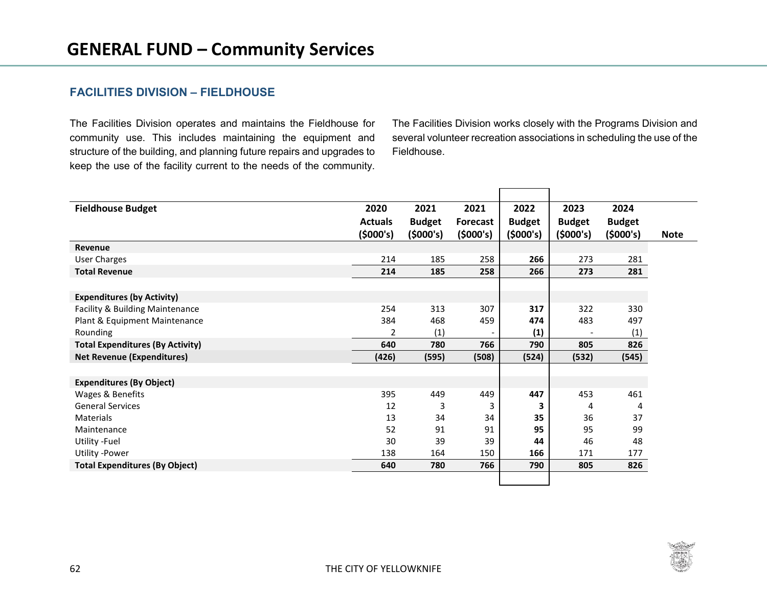# GENERAL FUND – Community Services

## FACILITIES DIVISION – FIELDHOUSE

The Facilities Division operates and maintains the Fieldhouse for community use. This includes maintaining the equipment and structure of the building, and planning future repairs and upgrades to keep the use of the facility current to the needs of the community.

The Facilities Division works closely with the Programs Division and several volunteer recreation associations in scheduling the use of the Fieldhouse.

| Fieldhouse Budget | 2020 Actuals ($000's) | 2021 Budget ($000's) | 2021 Forecast ($000's) | 2022 Budget ($000's) | 2023 Budget ($000's) | 2024 Budget ($000's) | Note |
|---|---|---|---|---|---|---|---|
| **Revenue** | | | | | | | |
| User Charges | 214 | 185 | 258 | **266** | 273 | 281 | |
| **Total Revenue** | **214** | **185** | **258** | **266** | **273** | **281** | |
| | | | | | | | |
| **Expenditures (by Activity)** | | | | | | | |
| Facility & Building Maintenance | 254 | 313 | 307 | **317** | 322 | 330 | |
| Plant & Equipment Maintenance | 384 | 468 | 459 | **474** | 483 | 497 | |
| Rounding | 2 | (1) | - | **(1)** | - | (1) | |
| **Total Expenditures (By Activity)** | **640** | **780** | **766** | **790** | **805** | **826** | |
| **Net Revenue (Expenditures)** | **(426)** | **(595)** | **(508)** | **(524)** | **(532)** | **(545)** | |
| | | | | | | | |
| **Expenditures (By Object)** | | | | | | | |
| Wages & Benefits | 395 | 449 | 449 | **447** | 453 | 461 | |
| General Services | 12 | 3 | 3 | **3** | 4 | 4 | |
| Materials | 13 | 34 | 34 | **35** | 36 | 37 | |
| Maintenance | 52 | 91 | 91 | **95** | 95 | 99 | |
| Utility -Fuel | 30 | 39 | 39 | **44** | 46 | 48 | |
| Utility -Power | 138 | 164 | 150 | **166** | 171 | 177 | |
| **Total Expenditures (By Object)** | **640** | **780** | **766** | **790** | **805** | **826** | |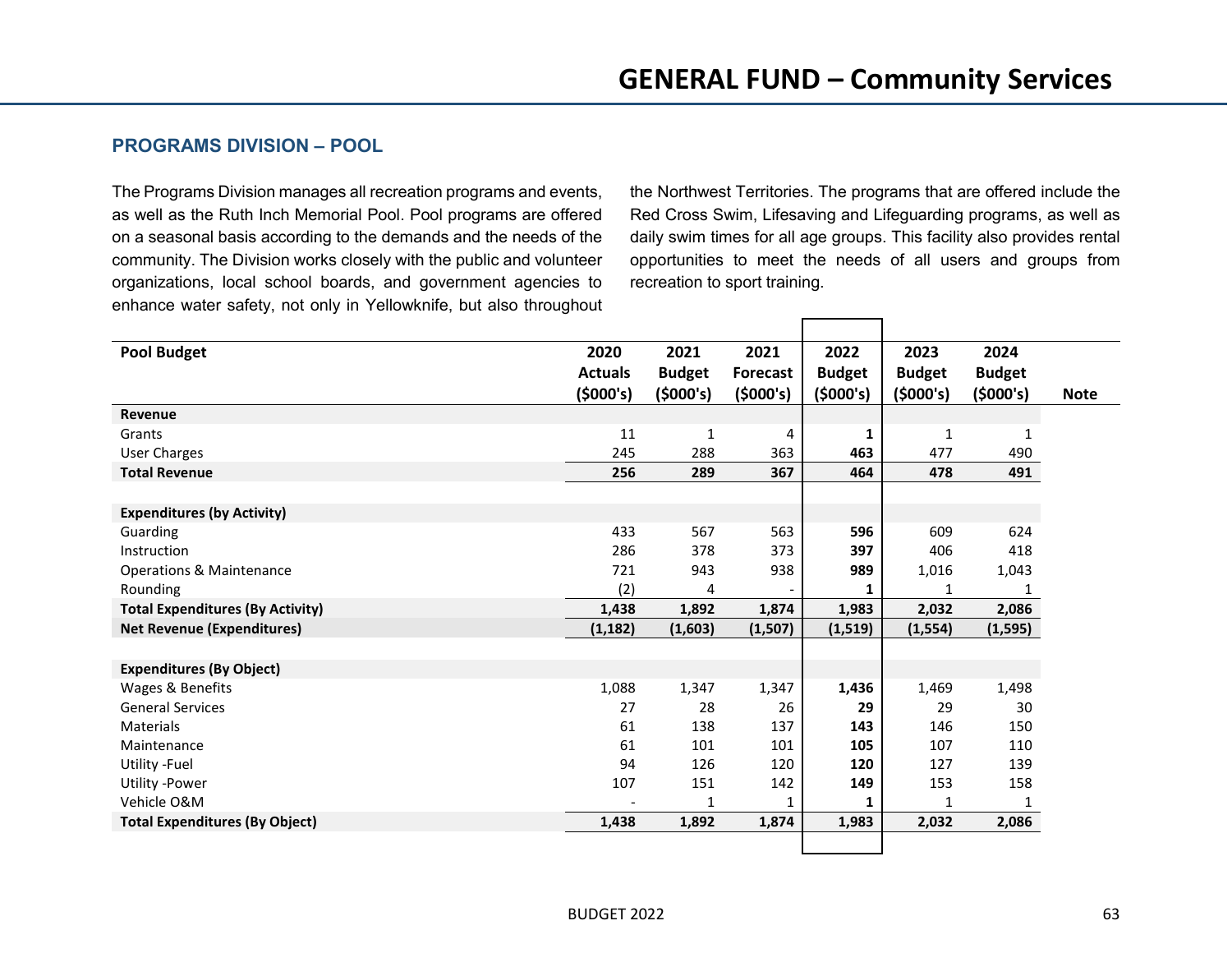## PROGRAMS DIVISION – POOL

The Programs Division manages all recreation programs and events, as well as the Ruth Inch Memorial Pool. Pool programs are offered on a seasonal basis according to the demands and the needs of the community. The Division works closely with the public and volunteer organizations, local school boards, and government agencies to enhance water safety, not only in Yellowknife, but also throughout the Northwest Territories. The programs that are offered include the Red Cross Swim, Lifesaving and Lifeguarding programs, as well as daily swim times for all age groups. This facility also provides rental opportunities to meet the needs of all users and groups from recreation to sport training.

| Pool Budget | 2020 Actuals ($000's) | 2021 Budget ($000's) | 2021 Forecast ($000's) | 2022 Budget ($000's) | 2023 Budget ($000's) | 2024 Budget ($000's) | Note |
|---|---|---|---|---|---|---|---|
| **Revenue** | | | | | | | |
| Grants | 11 | 1 | 4 | **1** | 1 | 1 | |
| User Charges | 245 | 288 | 363 | **463** | 477 | 490 | |
| **Total Revenue** | **256** | **289** | **367** | **464** | **478** | **491** | |
| | | | | | | | |
| **Expenditures (by Activity)** | | | | | | | |
| Guarding | 433 | 567 | 563 | **596** | 609 | 624 | |
| Instruction | 286 | 378 | 373 | **397** | 406 | 418 | |
| Operations & Maintenance | 721 | 943 | 938 | **989** | 1,016 | 1,043 | |
| Rounding | (2) | 4 | - | **1** | 1 | 1 | |
| **Total Expenditures (By Activity)** | **1,438** | **1,892** | **1,874** | **1,983** | **2,032** | **2,086** | |
| **Net Revenue (Expenditures)** | **(1,182)** | **(1,603)** | **(1,507)** | **(1,519)** | **(1,554)** | **(1,595)** | |
| | | | | | | | |
| **Expenditures (By Object)** | | | | | | | |
| Wages & Benefits | 1,088 | 1,347 | 1,347 | **1,436** | 1,469 | 1,498 | |
| General Services | 27 | 28 | 26 | **29** | 29 | 30 | |
| Materials | 61 | 138 | 137 | **143** | 146 | 150 | |
| Maintenance | 61 | 101 | 101 | **105** | 107 | 110 | |
| Utility -Fuel | 94 | 126 | 120 | **120** | 127 | 139 | |
| Utility -Power | 107 | 151 | 142 | **149** | 153 | 158 | |
| Vehicle O&M | - | 1 | 1 | **1** | 1 | 1 | |
| **Total Expenditures (By Object)** | **1,438** | **1,892** | **1,874** | **1,983** | **2,032** | **2,086** | |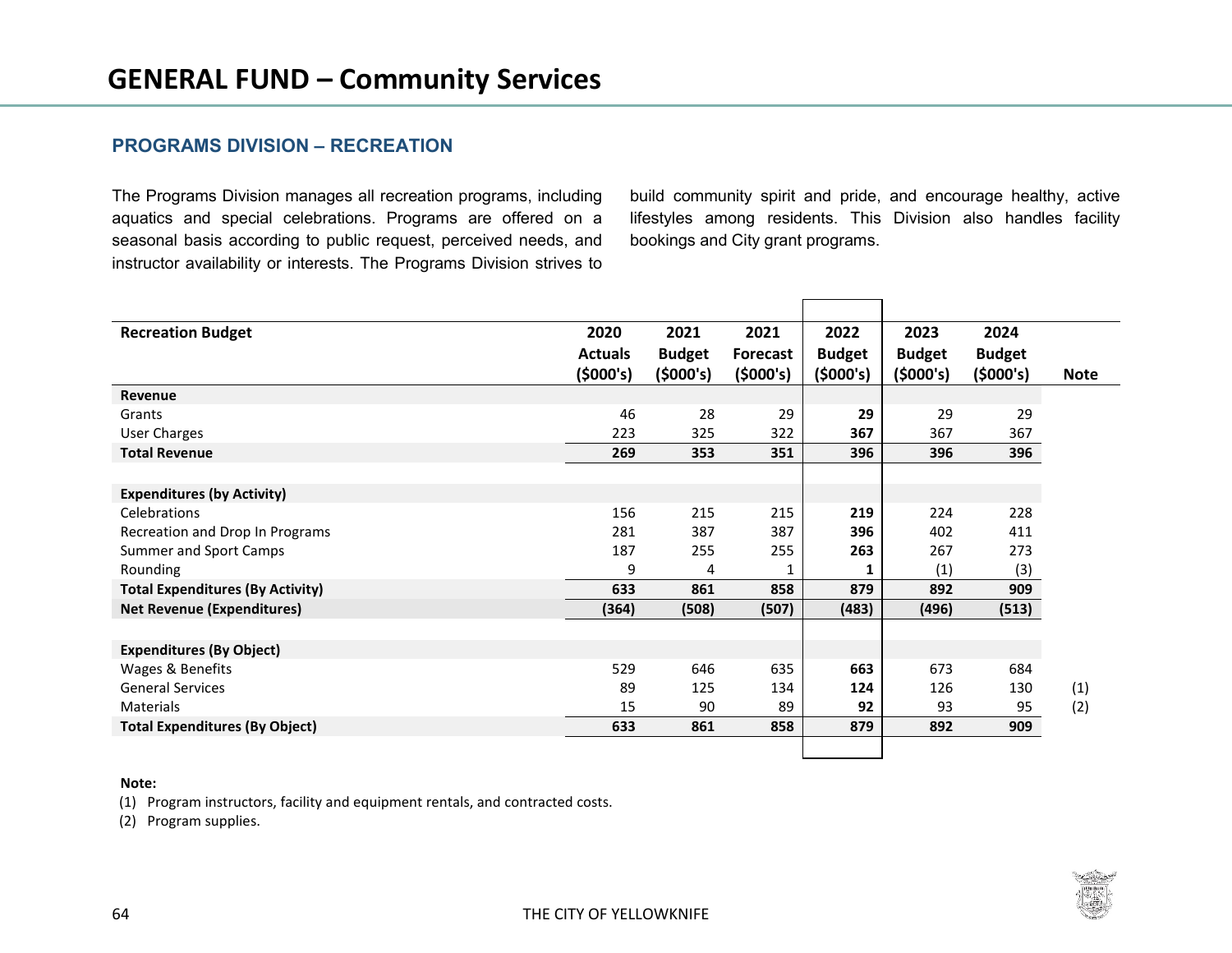# GENERAL FUND – Community Services

## PROGRAMS DIVISION – RECREATION

The Programs Division manages all recreation programs, including aquatics and special celebrations. Programs are offered on a seasonal basis according to public request, perceived needs, and instructor availability or interests. The Programs Division strives to build community spirit and pride, and encourage healthy, active lifestyles among residents. This Division also handles facility bookings and City grant programs.

| Recreation Budget | 2020 Actuals ($000's) | 2021 Budget ($000's) | 2021 Forecast ($000's) | 2022 Budget ($000's) | 2023 Budget ($000's) | 2024 Budget ($000's) | Note |
|---|---|---|---|---|---|---|---|
| **Revenue** | | | | | | | |
| Grants | 46 | 28 | 29 | **29** | 29 | 29 | |
| User Charges | 223 | 325 | 322 | **367** | 367 | 367 | |
| **Total Revenue** | **269** | **353** | **351** | **396** | **396** | **396** | |
| | | | | | | | |
| **Expenditures (by Activity)** | | | | | | | |
| Celebrations | 156 | 215 | 215 | **219** | 224 | 228 | |
| Recreation and Drop In Programs | 281 | 387 | 387 | **396** | 402 | 411 | |
| Summer and Sport Camps | 187 | 255 | 255 | **263** | 267 | 273 | |
| Rounding | 9 | 4 | 1 | **1** | (1) | (3) | |
| **Total Expenditures (By Activity)** | **633** | **861** | **858** | **879** | **892** | **909** | |
| **Net Revenue (Expenditures)** | **(364)** | **(508)** | **(507)** | **(483)** | **(496)** | **(513)** | |
| | | | | | | | |
| **Expenditures (By Object)** | | | | | | | |
| Wages & Benefits | 529 | 646 | 635 | **663** | 673 | 684 | |
| General Services | 89 | 125 | 134 | **124** | 126 | 130 | (1) |
| Materials | 15 | 90 | 89 | **92** | 93 | 95 | (2) |
| **Total Expenditures (By Object)** | **633** | **861** | **858** | **879** | **892** | **909** | |

**Note:**

(1) Program instructors, facility and equipment rentals, and contracted costs.

(2) Program supplies.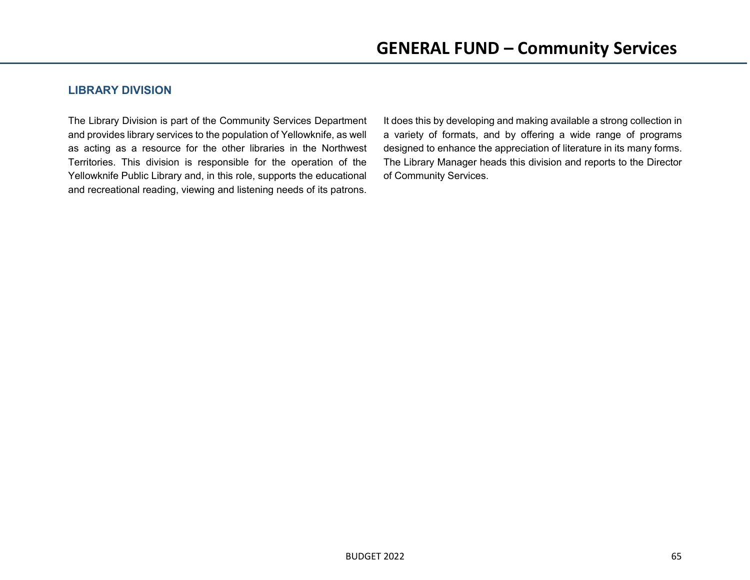## LIBRARY DIVISION

The Library Division is part of the Community Services Department and provides library services to the population of Yellowknife, as well as acting as a resource for the other libraries in the Northwest Territories. This division is responsible for the operation of the Yellowknife Public Library and, in this role, supports the educational and recreational reading, viewing and listening needs of its patrons. It does this by developing and making available a strong collection in a variety of formats, and by offering a wide range of programs designed to enhance the appreciation of literature in its many forms. The Library Manager heads this division and reports to the Director of Community Services.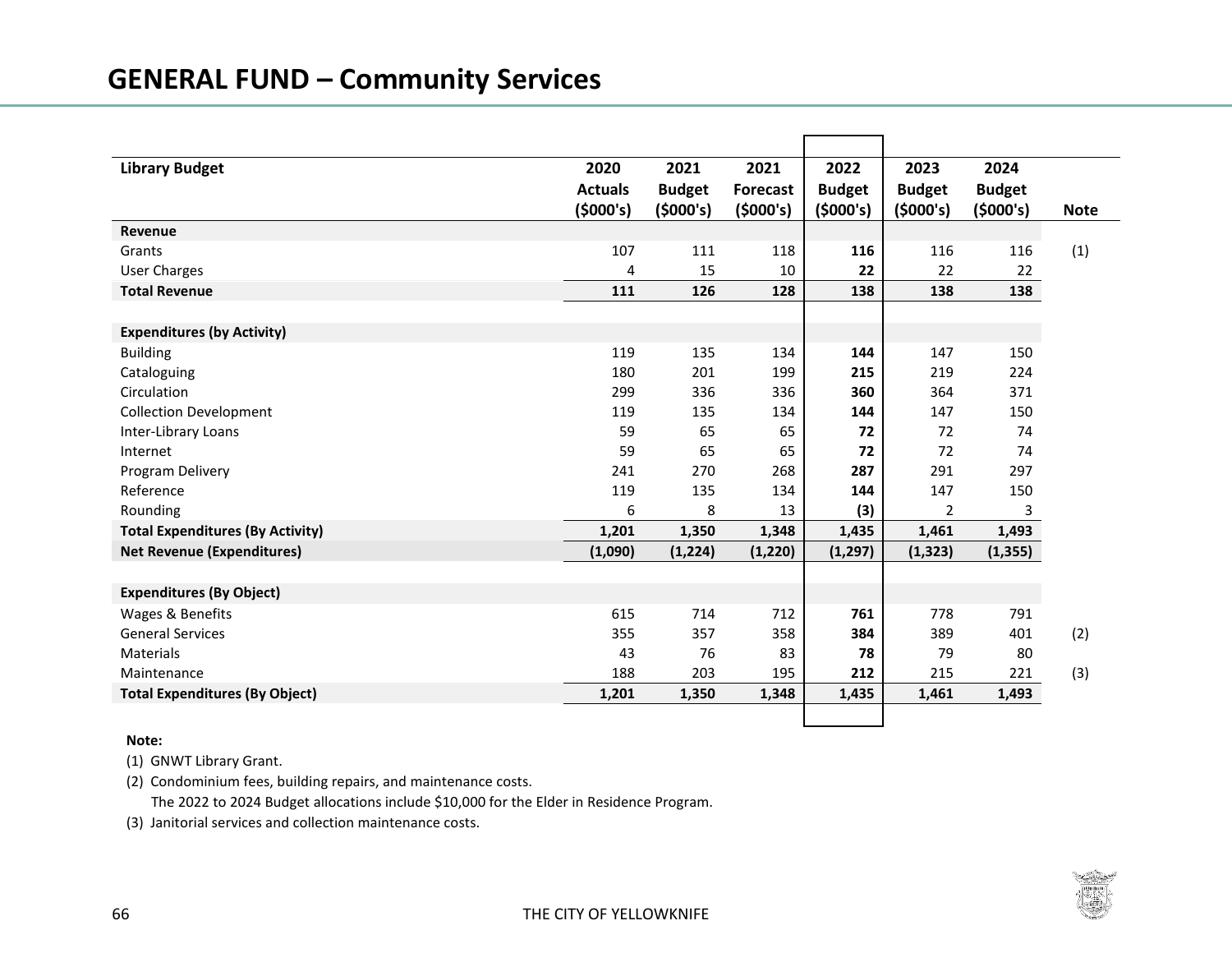# GENERAL FUND – Community Services

| Library Budget | 2020 Actuals ($000's) | 2021 Budget ($000's) | 2021 Forecast ($000's) | 2022 Budget ($000's) | 2023 Budget ($000's) | 2024 Budget ($000's) | Note |
|---|---|---|---|---|---|---|---|
| **Revenue** | | | | | | | |
| Grants | 107 | 111 | 118 | **116** | 116 | 116 | (1) |
| User Charges | 4 | 15 | 10 | **22** | 22 | 22 | |
| **Total Revenue** | **111** | **126** | **128** | **138** | **138** | **138** | |
| | | | | | | | |
| **Expenditures (by Activity)** | | | | | | | |
| Building | 119 | 135 | 134 | **144** | 147 | 150 | |
| Cataloguing | 180 | 201 | 199 | **215** | 219 | 224 | |
| Circulation | 299 | 336 | 336 | **360** | 364 | 371 | |
| Collection Development | 119 | 135 | 134 | **144** | 147 | 150 | |
| Inter-Library Loans | 59 | 65 | 65 | **72** | 72 | 74 | |
| Internet | 59 | 65 | 65 | **72** | 72 | 74 | |
| Program Delivery | 241 | 270 | 268 | **287** | 291 | 297 | |
| Reference | 119 | 135 | 134 | **144** | 147 | 150 | |
| Rounding | 6 | 8 | 13 | **(3)** | 2 | 3 | |
| **Total Expenditures (By Activity)** | **1,201** | **1,350** | **1,348** | **1,435** | **1,461** | **1,493** | |
| **Net Revenue (Expenditures)** | **(1,090)** | **(1,224)** | **(1,220)** | **(1,297)** | **(1,323)** | **(1,355)** | |
| | | | | | | | |
| **Expenditures (By Object)** | | | | | | | |
| Wages & Benefits | 615 | 714 | 712 | **761** | 778 | 791 | |
| General Services | 355 | 357 | 358 | **384** | 389 | 401 | (2) |
| Materials | 43 | 76 | 83 | **78** | 79 | 80 | |
| Maintenance | 188 | 203 | 195 | **212** | 215 | 221 | (3) |
| **Total Expenditures (By Object)** | **1,201** | **1,350** | **1,348** | **1,435** | **1,461** | **1,493** | |

**Note:**

(1) GNWT Library Grant.

(2) Condominium fees, building repairs, and maintenance costs.
The 2022 to 2024 Budget allocations include $10,000 for the Elder in Residence Program.

(3) Janitorial services and collection maintenance costs.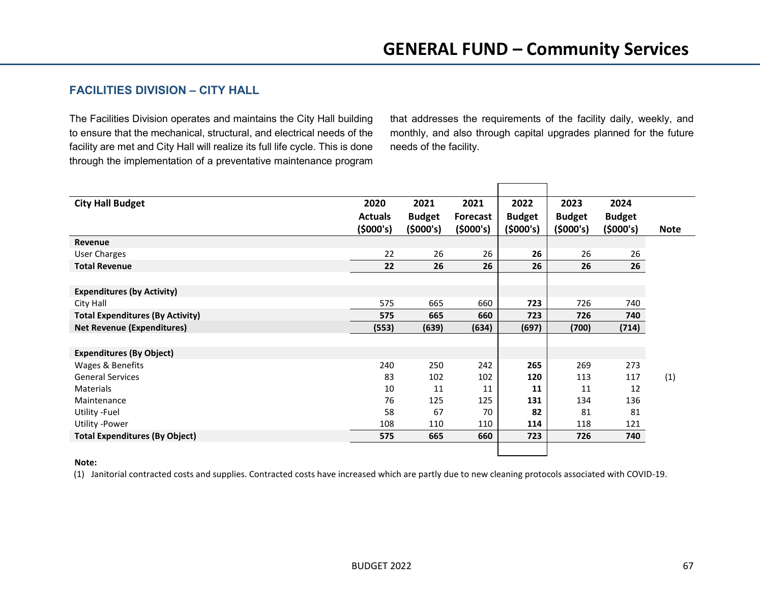# GENERAL FUND – Community Services

## FACILITIES DIVISION – CITY HALL

The Facilities Division operates and maintains the City Hall building to ensure that the mechanical, structural, and electrical needs of the facility are met and City Hall will realize its full life cycle. This is done through the implementation of a preventative maintenance program that addresses the requirements of the facility daily, weekly, and monthly, and also through capital upgrades planned for the future needs of the facility.

| City Hall Budget | 2020 Actuals ($000's) | 2021 Budget ($000's) | 2021 Forecast ($000's) | 2022 Budget ($000's) | 2023 Budget ($000's) | 2024 Budget ($000's) | Note |
|---|---|---|---|---|---|---|---|
| **Revenue** | | | | | | | |
| User Charges | 22 | 26 | 26 | **26** | 26 | 26 | |
| **Total Revenue** | **22** | **26** | **26** | **26** | **26** | **26** | |
| | | | | | | | |
| **Expenditures (by Activity)** | | | | | | | |
| City Hall | 575 | 665 | 660 | **723** | 726 | 740 | |
| **Total Expenditures (By Activity)** | **575** | **665** | **660** | **723** | **726** | **740** | |
| **Net Revenue (Expenditures)** | **(553)** | **(639)** | **(634)** | **(697)** | **(700)** | **(714)** | |
| | | | | | | | |
| **Expenditures (By Object)** | | | | | | | |
| Wages & Benefits | 240 | 250 | 242 | **265** | 269 | 273 | |
| General Services | 83 | 102 | 102 | **120** | 113 | 117 | (1) |
| Materials | 10 | 11 | 11 | **11** | 11 | 12 | |
| Maintenance | 76 | 125 | 125 | **131** | 134 | 136 | |
| Utility -Fuel | 58 | 67 | 70 | **82** | 81 | 81 | |
| Utility -Power | 108 | 110 | 110 | **114** | 118 | 121 | |
| **Total Expenditures (By Object)** | **575** | **665** | **660** | **723** | **726** | **740** | |

**Note:**

(1) Janitorial contracted costs and supplies. Contracted costs have increased which are partly due to new cleaning protocols associated with COVID-19.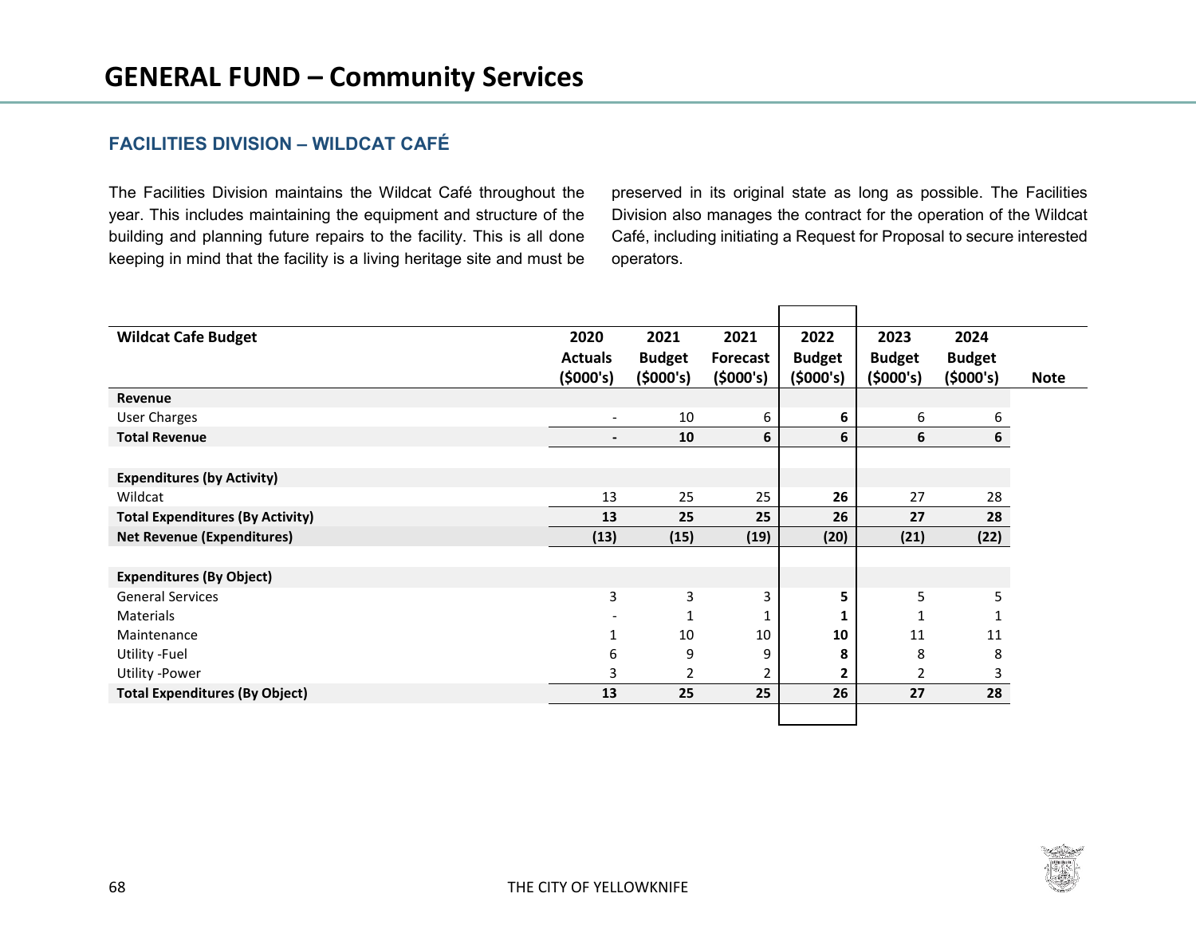# GENERAL FUND – Community Services

## FACILITIES DIVISION – WILDCAT CAFÉ

The Facilities Division maintains the Wildcat Café throughout the year. This includes maintaining the equipment and structure of the building and planning future repairs to the facility. This is all done keeping in mind that the facility is a living heritage site and must be preserved in its original state as long as possible. The Facilities Division also manages the contract for the operation of the Wildcat Café, including initiating a Request for Proposal to secure interested operators.

| Wildcat Cafe Budget | 2020 Actuals ($000's) | 2021 Budget ($000's) | 2021 Forecast ($000's) | 2022 Budget ($000's) | 2023 Budget ($000's) | 2024 Budget ($000's) | Note |
|---|---|---|---|---|---|---|---|
| **Revenue** | | | | | | | |
| User Charges | - | 10 | 6 | **6** | 6 | 6 | |
| **Total Revenue** | **-** | **10** | **6** | **6** | **6** | **6** | |
| | | | | | | | |
| **Expenditures (by Activity)** | | | | | | | |
| Wildcat | 13 | 25 | 25 | **26** | 27 | 28 | |
| **Total Expenditures (By Activity)** | **13** | **25** | **25** | **26** | **27** | **28** | |
| **Net Revenue (Expenditures)** | **(13)** | **(15)** | **(19)** | **(20)** | **(21)** | **(22)** | |
| | | | | | | | |
| **Expenditures (By Object)** | | | | | | | |
| General Services | 3 | 3 | 3 | **5** | 5 | 5 | |
| Materials | - | 1 | 1 | **1** | 1 | 1 | |
| Maintenance | 1 | 10 | 10 | **10** | 11 | 11 | |
| Utility -Fuel | 6 | 9 | 9 | **8** | 8 | 8 | |
| Utility -Power | 3 | 2 | 2 | **2** | 2 | 3 | |
| **Total Expenditures (By Object)** | **13** | **25** | **25** | **26** | **27** | **28** | |